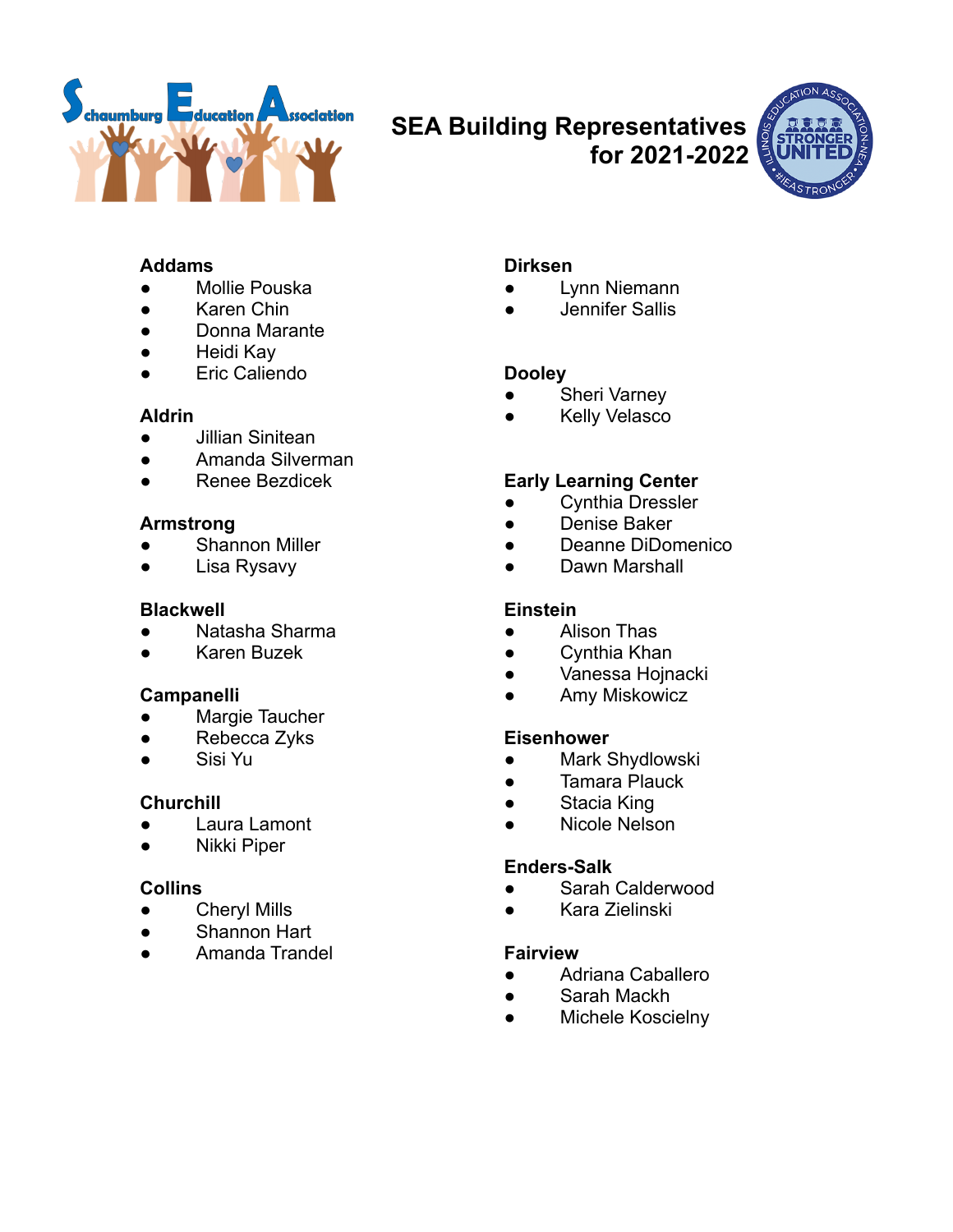# SEA Building Representatives for 2021-2022

**Addams**
- Mollie Pouska
- Karen Chin
- Donna Marante
- Heidi Kay
- Eric Caliendo

**Aldrin**
- Jillian Sinitean
- Amanda Silverman
- Renee Bezdicek

**Armstrong**
- Shannon Miller
- Lisa Rysavy

**Blackwell**
- Natasha Sharma
- Karen Buzek

**Campanelli**
- Margie Taucher
- Rebecca Zyks
- Sisi Yu

**Churchill**
- Laura Lamont
- Nikki Piper

**Collins**
- Cheryl Mills
- Shannon Hart
- Amanda Trandel

**Dirksen**
- Lynn Niemann
- Jennifer Sallis

**Dooley**
- Sheri Varney
- Kelly Velasco

**Early Learning Center**
- Cynthia Dressler
- Denise Baker
- Deanne DiDomenico
- Dawn Marshall

**Einstein**
- Alison Thas
- Cynthia Khan
- Vanessa Hojnacki
- Amy Miskowicz

**Eisenhower**
- Mark Shydlowski
- Tamara Plauck
- Stacia King
- Nicole Nelson

**Enders-Salk**
- Sarah Calderwood
- Kara Zielinski

**Fairview**
- Adriana Caballero
- Sarah Mackh
- Michele Koscielny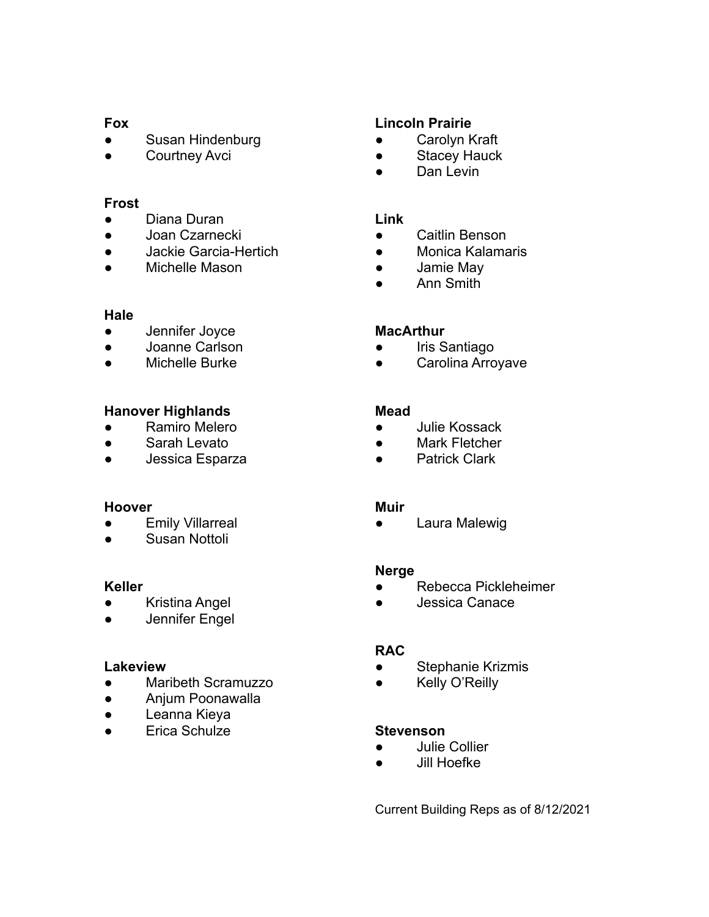**Fox**

- Susan Hindenburg
- Courtney Avci

**Frost**

- Diana Duran
- Joan Czarnecki
- Jackie Garcia-Hertich
- Michelle Mason

**Hale**

- Jennifer Joyce
- Joanne Carlson
- Michelle Burke

**Hanover Highlands**

- Ramiro Melero
- Sarah Levato
- Jessica Esparza

**Hoover**

- Emily Villarreal
- Susan Nottoli

**Keller**

- Kristina Angel
- Jennifer Engel

**Lakeview**

- Maribeth Scramuzzo
- Anjum Poonawalla
- Leanna Kieya
- Erica Schulze

**Lincoln Prairie**

- Carolyn Kraft
- Stacey Hauck
- Dan Levin

**Link**

- Caitlin Benson
- Monica Kalamaris
- Jamie May
- Ann Smith

**MacArthur**

- Iris Santiago
- Carolina Arroyave

**Mead**

- Julie Kossack
- Mark Fletcher
- Patrick Clark

**Muir**

- Laura Malewig

**Nerge**

- Rebecca Pickleheimer
- Jessica Canace

**RAC**

- Stephanie Krizmis
- Kelly O'Reilly

**Stevenson**

- Julie Collier
- Jill Hoefke

Current Building Reps as of 8/12/2021